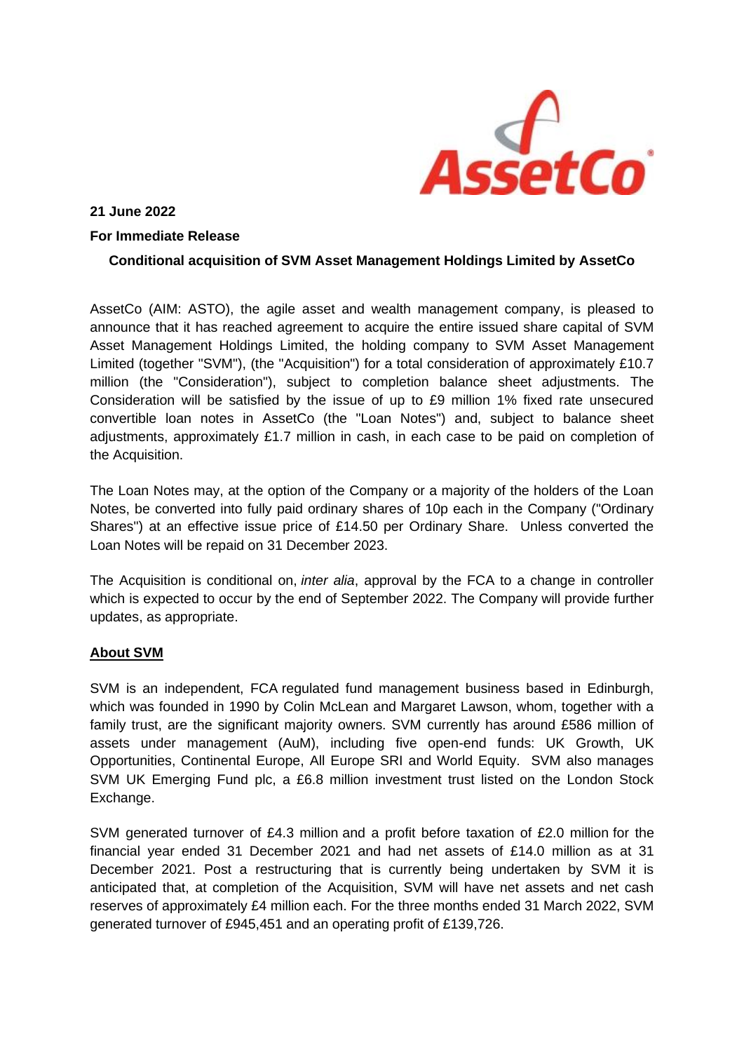**21 June 2022**

**For Immediate Release**

**Conditional acquisition of SVM Asset Management Holdings Limited by AssetCo**

AssetCo (AIM: ASTO), the agile asset and wealth management company, is pleased to announce that it has reached agreement to acquire the entire issued share capital of SVM Asset Management Holdings Limited, the holding company to SVM Asset Management Limited (together "SVM"), (the "Acquisition") for a total consideration of approximately £10.7 million (the "Consideration"), subject to completion balance sheet adjustments. The Consideration will be satisfied by the issue of up to £9 million 1% fixed rate unsecured convertible loan notes in AssetCo (the "Loan Notes") and, subject to balance sheet adjustments, approximately £1.7 million in cash, in each case to be paid on completion of the Acquisition.

The Loan Notes may, at the option of the Company or a majority of the holders of the Loan Notes, be converted into fully paid ordinary shares of 10p each in the Company ("Ordinary Shares") at an effective issue price of £14.50 per Ordinary Share. Unless converted the Loan Notes will be repaid on 31 December 2023.

The Acquisition is conditional on, *inter alia*, approval by the FCA to a change in controller which is expected to occur by the end of September 2022. The Company will provide further updates, as appropriate.

**About SVM**

SVM is an independent, FCA regulated fund management business based in Edinburgh, which was founded in 1990 by Colin McLean and Margaret Lawson, whom, together with a family trust, are the significant majority owners. SVM currently has around £586 million of assets under management (AuM), including five open-end funds: UK Growth, UK Opportunities, Continental Europe, All Europe SRI and World Equity. SVM also manages SVM UK Emerging Fund plc, a £6.8 million investment trust listed on the London Stock Exchange.

SVM generated turnover of £4.3 million and a profit before taxation of £2.0 million for the financial year ended 31 December 2021 and had net assets of £14.0 million as at 31 December 2021. Post a restructuring that is currently being undertaken by SVM it is anticipated that, at completion of the Acquisition, SVM will have net assets and net cash reserves of approximately £4 million each. For the three months ended 31 March 2022, SVM generated turnover of £945,451 and an operating profit of £139,726.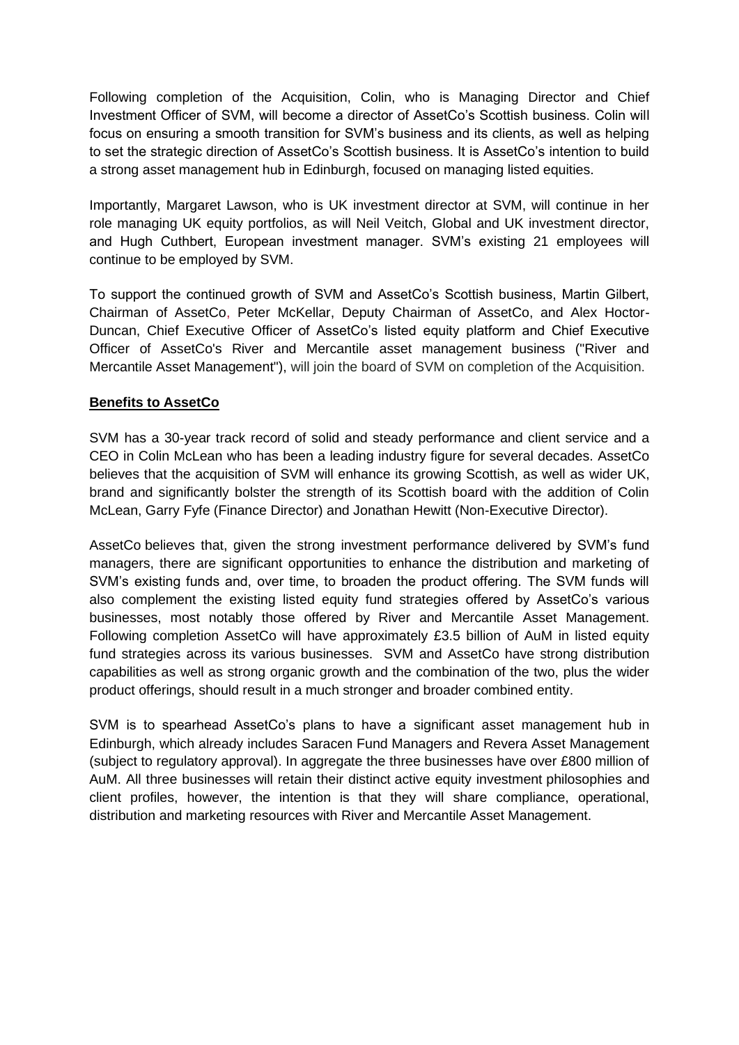Following completion of the Acquisition, Colin, who is Managing Director and Chief Investment Officer of SVM, will become a director of AssetCo's Scottish business. Colin will focus on ensuring a smooth transition for SVM's business and its clients, as well as helping to set the strategic direction of AssetCo's Scottish business. It is AssetCo's intention to build a strong asset management hub in Edinburgh, focused on managing listed equities.

Importantly, Margaret Lawson, who is UK investment director at SVM, will continue in her role managing UK equity portfolios, as will Neil Veitch, Global and UK investment director, and Hugh Cuthbert, European investment manager. SVM's existing 21 employees will continue to be employed by SVM.

To support the continued growth of SVM and AssetCo's Scottish business, Martin Gilbert, Chairman of AssetCo, Peter McKellar, Deputy Chairman of AssetCo, and Alex Hoctor-Duncan, Chief Executive Officer of AssetCo's listed equity platform and Chief Executive Officer of AssetCo's River and Mercantile asset management business ("River and Mercantile Asset Management"), will join the board of SVM on completion of the Acquisition.

**Benefits to AssetCo**

SVM has a 30-year track record of solid and steady performance and client service and a CEO in Colin McLean who has been a leading industry figure for several decades. AssetCo believes that the acquisition of SVM will enhance its growing Scottish, as well as wider UK, brand and significantly bolster the strength of its Scottish board with the addition of Colin McLean, Garry Fyfe (Finance Director) and Jonathan Hewitt (Non-Executive Director).

AssetCo believes that, given the strong investment performance delivered by SVM's fund managers, there are significant opportunities to enhance the distribution and marketing of SVM's existing funds and, over time, to broaden the product offering. The SVM funds will also complement the existing listed equity fund strategies offered by AssetCo's various businesses, most notably those offered by River and Mercantile Asset Management. Following completion AssetCo will have approximately £3.5 billion of AuM in listed equity fund strategies across its various businesses. SVM and AssetCo have strong distribution capabilities as well as strong organic growth and the combination of the two, plus the wider product offerings, should result in a much stronger and broader combined entity.

SVM is to spearhead AssetCo's plans to have a significant asset management hub in Edinburgh, which already includes Saracen Fund Managers and Revera Asset Management (subject to regulatory approval). In aggregate the three businesses have over £800 million of AuM. All three businesses will retain their distinct active equity investment philosophies and client profiles, however, the intention is that they will share compliance, operational, distribution and marketing resources with River and Mercantile Asset Management.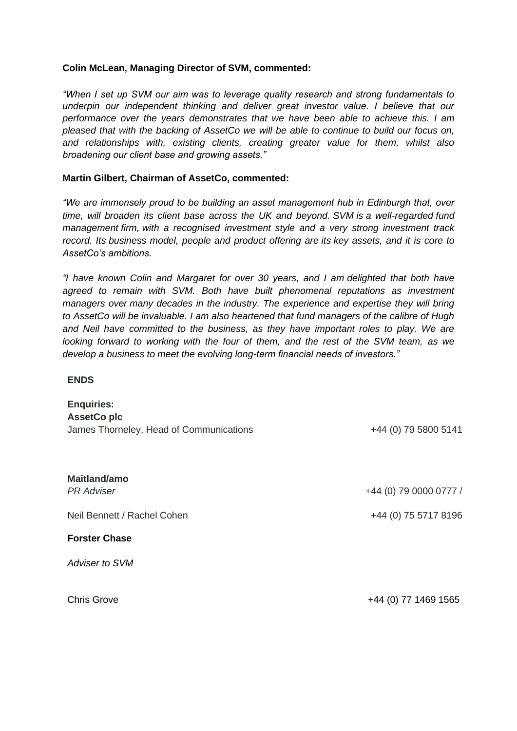**Colin McLean, Managing Director of SVM, commented:**

*"When I set up SVM our aim was to leverage quality research and strong fundamentals to underpin our independent thinking and deliver great investor value. I believe that our performance over the years demonstrates that we have been able to achieve this. I am pleased that with the backing of AssetCo we will be able to continue to build our focus on, and relationships with, existing clients, creating greater value for them, whilst also broadening our client base and growing assets."*

**Martin Gilbert, Chairman of AssetCo, commented:**

*"We are immensely proud to be building an asset management hub in Edinburgh that, over time, will broaden its client base across the UK and beyond. SVM is a well-regarded fund management firm, with a recognised investment style and a very strong investment track record. Its business model, people and product offering are its key assets, and it is core to AssetCo's ambitions.*

*"I have known Colin and Margaret for over 30 years, and I am delighted that both have agreed to remain with SVM. Both have built phenomenal reputations as investment managers over many decades in the industry. The experience and expertise they will bring to AssetCo will be invaluable. I am also heartened that fund managers of the calibre of Hugh and Neil have committed to the business, as they have important roles to play. We are looking forward to working with the four of them, and the rest of the SVM team, as we develop a business to meet the evolving long-term financial needs of investors."*

**ENDS**

**Enquiries:**
**AssetCo plc**
James Thorneley, Head of Communications +44 (0) 79 5800 5141

**Maitland/amo**
*PR Adviser* +44 (0) 79 0000 0777 /

Neil Bennett / Rachel Cohen +44 (0) 75 5717 8196

**Forster Chase**

*Adviser to SVM*

Chris Grove +44 (0) 77 1469 1565